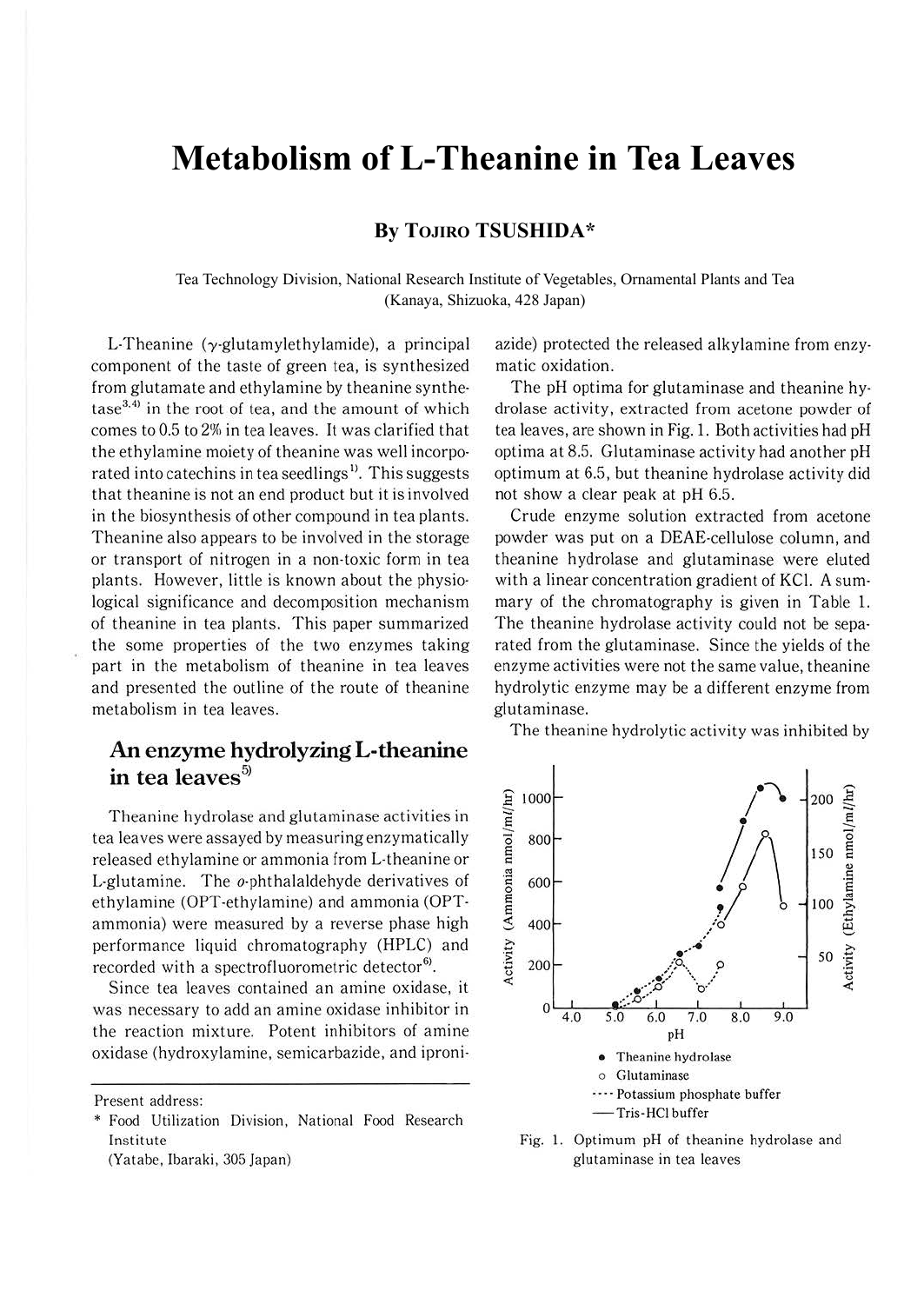# Metabolism of L-Theanine in Tea Leaves

**By Tojiro TSUSHIDA***

Tea Technology Division, National Research Institute of Vegetables, Ornamental Plants and Tea (Kanaya, Shizuoka, 428 Japan)

L-Theanine (γ-glutamylethylamide), a principal component of the taste of green tea, is synthesized from glutamate and ethylamine by theanine synthetase[3,4] in the root of tea, and the amount of which comes to 0.5 to 2% in tea leaves. It was clarified that the ethylamine moiety of theanine was well incorporated into catechins in tea seedlings[1]. This suggests that theanine is not an end product but it is involved in the biosynthesis of other compound in tea plants. Theanine also appears to be involved in the storage or transport of nitrogen in a non-toxic form in tea plants. However, little is known about the physiological significance and decomposition mechanism of theanine in tea plants. This paper summarized the some properties of the two enzymes taking part in the metabolism of theanine in tea leaves and presented the outline of the route of theanine metabolism in tea leaves.

## An enzyme hydrolyzing L-theanine in tea leaves[5]

Theanine hydrolase and glutaminase activities in tea leaves were assayed by measuring enzymatically released ethylamine or ammonia from L-theanine or L-glutamine. The *o*-phthalaldehyde derivatives of ethylamine (OPT-ethylamine) and ammonia (OPT-ammonia) were measured by a reverse phase high performance liquid chromatography (HPLC) and recorded with a spectrofluorometric detector[6].

Since tea leaves contained an amine oxidase, it was necessary to add an amine oxidase inhibitor in the reaction mixture. Potent inhibitors of amine oxidase (hydroxylamine, semicarbazide, and iproniazide) protected the released alkylamine from enzymatic oxidation.

The pH optima for glutaminase and theanine hydrolase activity, extracted from acetone powder of tea leaves, are shown in Fig. 1. Both activities had pH optima at 8.5. Glutaminase activity had another pH optimum at 6.5, but theanine hydrolase activity did not show a clear peak at pH 6.5.

Crude enzyme solution extracted from acetone powder was put on a DEAE-cellulose column, and theanine hydrolase and glutaminase were eluted with a linear concentration gradient of KCl. A summary of the chromatography is given in Table 1. The theanine hydrolase activity could not be separated from the glutaminase. Since the yields of the enzyme activities were not the same value, theanine hydrolytic enzyme may be a different enzyme from glutaminase.

The theanine hydrolytic activity was inhibited by

● Theanine hydrolase
○ Glutaminase
···· Potassium phosphate buffer
—— Tris-HCl buffer

Fig. 1. Optimum pH of theanine hydrolase and glutaminase in tea leaves

Present address:
* Food Utilization Division, National Food Research Institute (Yatabe, Ibaraki, 305 Japan)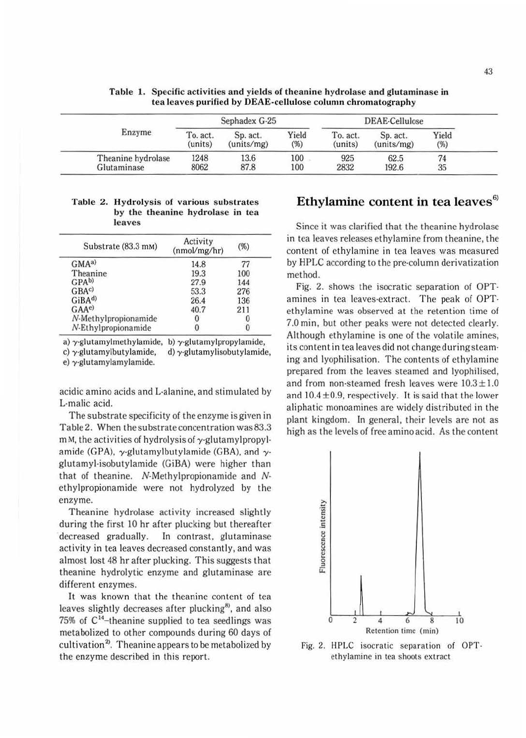**Table 1. Specific activities and yields of theanine hydrolase and glutaminase in tea leaves purified by DEAE-cellulose column chromatography**

| Enzyme | Sephadex G-25 | | | DEAE-Cellulose | | |
|---|---|---|---|---|---|---|
| | To. act. (units) | Sp. act. (units/mg) | Yield (%) | To. act. (units) | Sp. act. (units/mg) | Yield (%) |
| Theanine hydrolase | 1248 | 13.6 | 100 | 925 | 62.5 | 74 |
| Glutaminase | 8062 | 87.8 | 100 | 2832 | 192.6 | 35 |

**Table 2. Hydrolysis of various substrates by the theanine hydrolase in tea leaves**

| Substrate (83.3 mM) | Activity (nmol/mg/hr) | (%) |
|---|---|---|
| GMA[a)] | 14.8 | 77 |
| Theanine | 19.3 | 100 |
| GPA[b)] | 27.9 | 144 |
| GBA[c)] | 53.3 | 276 |
| GiBA[d)] | 26.4 | 136 |
| GAA[e)] | 40.7 | 211 |
| *N*-Methylpropionamide | 0 | 0 |
| *N*-Ethylpropionamide | 0 | 0 |

a) γ-glutamylmethylamide, b) γ-glutamylpropylamide, c) γ-glutamylbutylamide, d) γ-glutamylisobutylamide, e) γ-glutamylamylamide.

acidic amino acids and L-alanine, and stimulated by L-malic acid.

The substrate specificity of the enzyme is given in Table 2. When the substrate concentration was 83.3 mM, the activities of hydrolysis of γ-glutamylpropylamide (GPA), γ-glutamylbutylamide (GBA), and γ-glutamyl-isobutylamide (GiBA) were higher than that of theanine. *N*-Methylpropionamide and *N*-ethylpropionamide were not hydrolyzed by the enzyme.

Theanine hydrolase activity increased slightly during the first 10 hr after plucking but thereafter decreased gradually. In contrast, glutaminase activity in tea leaves decreased constantly, and was almost lost 48 hr after plucking. This suggests that theanine hydrolytic enzyme and glutaminase are different enzymes.

It was known that the theanine content of tea leaves slightly decreases after plucking[8], and also 75% of $C^{14}$-theanine supplied to tea seedlings was metabolized to other compounds during 60 days of cultivation[2]. Theanine appears to be metabolized by the enzyme described in this report.

## Ethylamine content in tea leaves[6]

Since it was clarified that the theanine hydrolase in tea leaves releases ethylamine from theanine, the content of ethylamine in tea leaves was measured by HPLC according to the pre-column derivatization method.

Fig. 2. shows the isocratic separation of OPT-amines in tea leaves-extract. The peak of OPT-ethylamine was observed at the retention time of 7.0 min, but other peaks were not detected clearly. Although ethylamine is one of the volatile amines, its content in tea leaves did not change during steaming and lyophilisation. The contents of ethylamine prepared from the leaves steamed and lyophilised, and from non-steamed fresh leaves were $10.3 \pm 1.0$ and $10.4 \pm 0.9$, respectively. It is said that the lower aliphatic monoamines are widely distributed in the plant kingdom. In general, their levels are not as high as the levels of free amino acid. As the content

Fig. 2. HPLC isocratic separation of OPT-ethylamine in tea shoots extract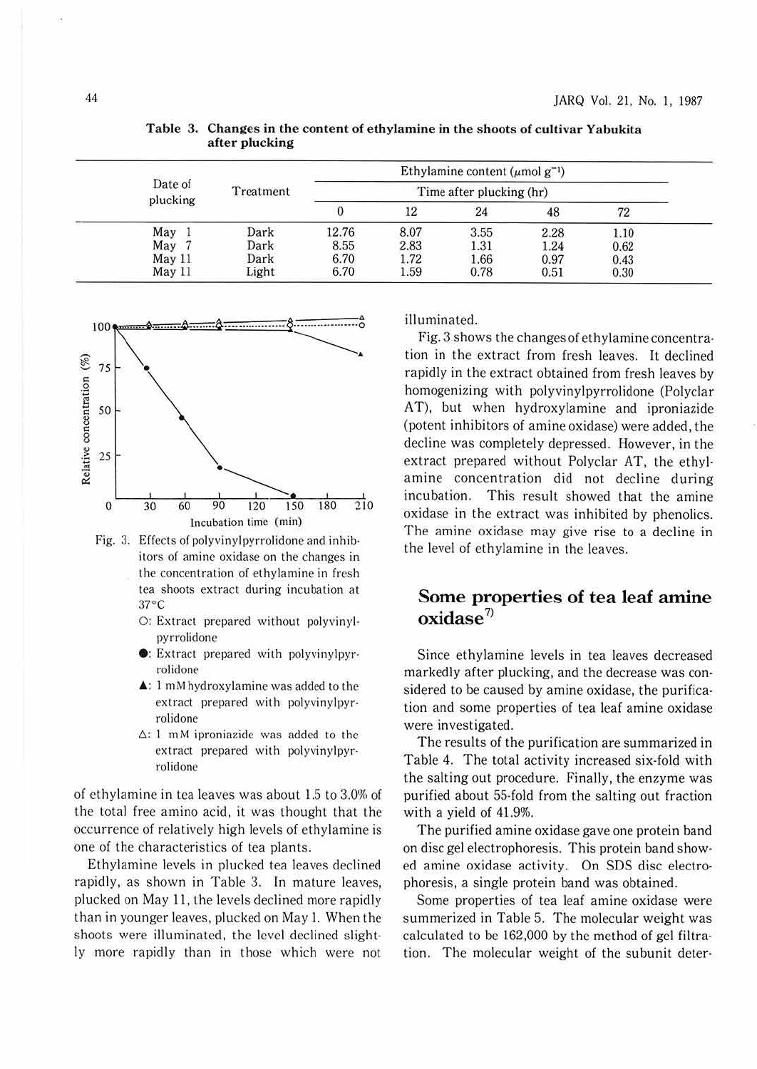**Table 3. Changes in the content of ethylamine in the shoots of cultivar Yabukita after plucking**

| Date of plucking | Treatment | Ethylamine content ($\mu$mol $g^{-1}$) | | | | |
|---|---|---|---|---|---|---|
| | | Time after plucking (hr) | | | | |
| | | 0 | 12 | 24 | 48 | 72 |
| May 1 | Dark | 12.76 | 8.07 | 3.55 | 2.28 | 1.10 |
| May 7 | Dark | 8.55 | 2.83 | 1.31 | 1.24 | 0.62 |
| May 11 | Dark | 6.70 | 1.72 | 1.66 | 0.97 | 0.43 |
| May 11 | Light | 6.70 | 1.59 | 0.78 | 0.51 | 0.30 |

Fig. 3. Effects of polyvinylpyrrolidone and inhibitors of amine oxidase on the changes in the concentration of ethylamine in fresh tea shoots extract during incubation at 37°C
○: Extract prepared without polyvinylpyrrolidone
●: Extract prepared with polyvinylpyrrolidone
▲: 1 mM hydroxylamine was added to the extract prepared with polyvinylpyrrolidone
△: 1 mM iproniazide was added to the extract prepared with polyvinylpyrrolidone

of ethylamine in tea leaves was about 1.5 to 3.0% of the total free amino acid, it was thought that the occurrence of relatively high levels of ethylamine is one of the characteristics of tea plants.

Ethylamine levels in plucked tea leaves declined rapidly, as shown in Table 3. In mature leaves, plucked on May 11, the levels declined more rapidly than in younger leaves, plucked on May 1. When the shoots were illuminated, the level declined slightly more rapidly than in those which were not illuminated.

Fig. 3 shows the changes of ethylamine concentration in the extract from fresh leaves. It declined rapidly in the extract obtained from fresh leaves by homogenizing with polyvinylpyrrolidone (Polyclar AT), but when hydroxylamine and iproniazide (potent inhibitors of amine oxidase) were added, the decline was completely depressed. However, in the extract prepared without Polyclar AT, the ethylamine concentration did not decline during incubation. This result showed that the amine oxidase in the extract was inhibited by phenolics. The amine oxidase may give rise to a decline in the level of ethylamine in the leaves.

## Some properties of tea leaf amine oxidase[7]

Since ethylamine levels in tea leaves decreased markedly after plucking, and the decrease was considered to be caused by amine oxidase, the purification and some properties of tea leaf amine oxidase were investigated.

The results of the purification are summarized in Table 4. The total activity increased six-fold with the salting out procedure. Finally, the enzyme was purified about 55-fold from the salting out fraction with a yield of 41.9%.

The purified amine oxidase gave one protein band on disc gel electrophoresis. This protein band showed amine oxidase activity. On SDS disc electrophoresis, a single protein band was obtained.

Some properties of tea leaf amine oxidase were summerized in Table 5. The molecular weight was calculated to be 162,000 by the method of gel filtration. The molecular weight of the subunit deter-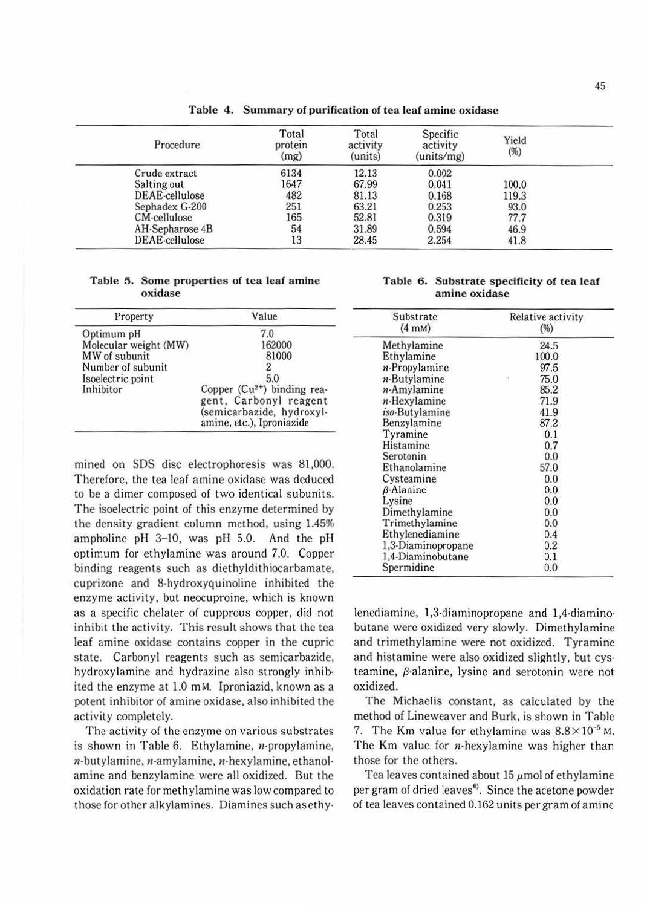**Table 4. Summary of purification of tea leaf amine oxidase**

| Procedure | Total protein (mg) | Total activity (units) | Specific activity (units/mg) | Yield (%) |
|---|---|---|---|---|
| Crude extract | 6134 | 12.13 | 0.002 | |
| Salting out | 1647 | 67.99 | 0.041 | 100.0 |
| DEAE-cellulose | 482 | 81.13 | 0.168 | 119.3 |
| Sephadex G-200 | 251 | 63.21 | 0.253 | 93.0 |
| CM-cellulose | 165 | 52.81 | 0.319 | 77.7 |
| AH-Sepharose 4B | 54 | 31.89 | 0.594 | 46.9 |
| DEAE-cellulose | 13 | 28.45 | 2.254 | 41.8 |

**Table 5. Some properties of tea leaf amine oxidase**

| Property | Value |
|---|---|
| Optimum pH | 7.0 |
| Molecular weight (MW) | 162000 |
| MW of subunit | 81000 |
| Number of subunit | 2 |
| Isoelectric point | 5.0 |
| Inhibitor | Copper ($Cu^{2+}$) binding reagent, Carbonyl reagent (semicarbazide, hydroxylamine, etc.), Iproniazide |

mined on SDS disc electrophoresis was 81,000. Therefore, the tea leaf amine oxidase was deduced to be a dimer composed of two identical subunits. The isoelectric point of this enzyme determined by the density gradient column method, using 1.45% ampholine pH 3–10, was pH 5.0. And the pH optimum for ethylamine was around 7.0. Copper binding reagents such as diethyldithiocarbamate, cuprizone and 8-hydroxyquinoline inhibited the enzyme activity, but neocuproine, which is known as a specific chelater of cupprous copper, did not inhibit the activity. This result shows that the tea leaf amine oxidase contains copper in the cupric state. Carbonyl reagents such as semicarbazide, hydroxylamine and hydrazine also strongly inhibited the enzyme at 1.0 mM. Iproniazid, known as a potent inhibitor of amine oxidase, also inhibited the activity completely.

The activity of the enzyme on various substrates is shown in Table 6. Ethylamine, *n*-propylamine, *n*-butylamine, *n*-amylamine, *n*-hexylamine, ethanolamine and benzylamine were all oxidized. But the oxidation rate for methylamine was low compared to those for other alkylamines. Diamines such as ethylenediamine, 1,3-diaminopropane and 1,4-diaminobutane were oxidized very slowly. Dimethylamine and trimethylamine were not oxidized. Tyramine and histamine were also oxidized slightly, but cysteamine, β-alanine, lysine and serotonin were not oxidized.

**Table 6. Substrate specificity of tea leaf amine oxidase**

| Substrate (4 mM) | Relative activity (%) |
|---|---|
| Methylamine | 24.5 |
| Ethylamine | 100.0 |
| *n*-Propylamine | 97.5 |
| *n*-Butylamine | 75.0 |
| *n*-Amylamine | 85.2 |
| *n*-Hexylamine | 71.9 |
| *iso*-Butylamine | 41.9 |
| Benzylamine | 87.2 |
| Tyramine | 0.1 |
| Histamine | 0.7 |
| Serotonin | 0.0 |
| Ethanolamine | 57.0 |
| Cysteamine | 0.0 |
| β-Alanine | 0.0 |
| Lysine | 0.0 |
| Dimethylamine | 0.0 |
| Trimethylamine | 0.0 |
| Ethylenediamine | 0.4 |
| 1,3-Diaminopropane | 0.2 |
| 1,4-Diaminobutane | 0.1 |
| Spermidine | 0.0 |

The Michaelis constant, as calculated by the method of Lineweaver and Burk, is shown in Table 7. The Km value for ethylamine was $8.8 \times 10^{-5}$ M. The Km value for *n*-hexylamine was higher than those for the others.

Tea leaves contained about 15 μmol of ethylamine per gram of dried leaves[6]. Since the acetone powder of tea leaves contained 0.162 units per gram of amine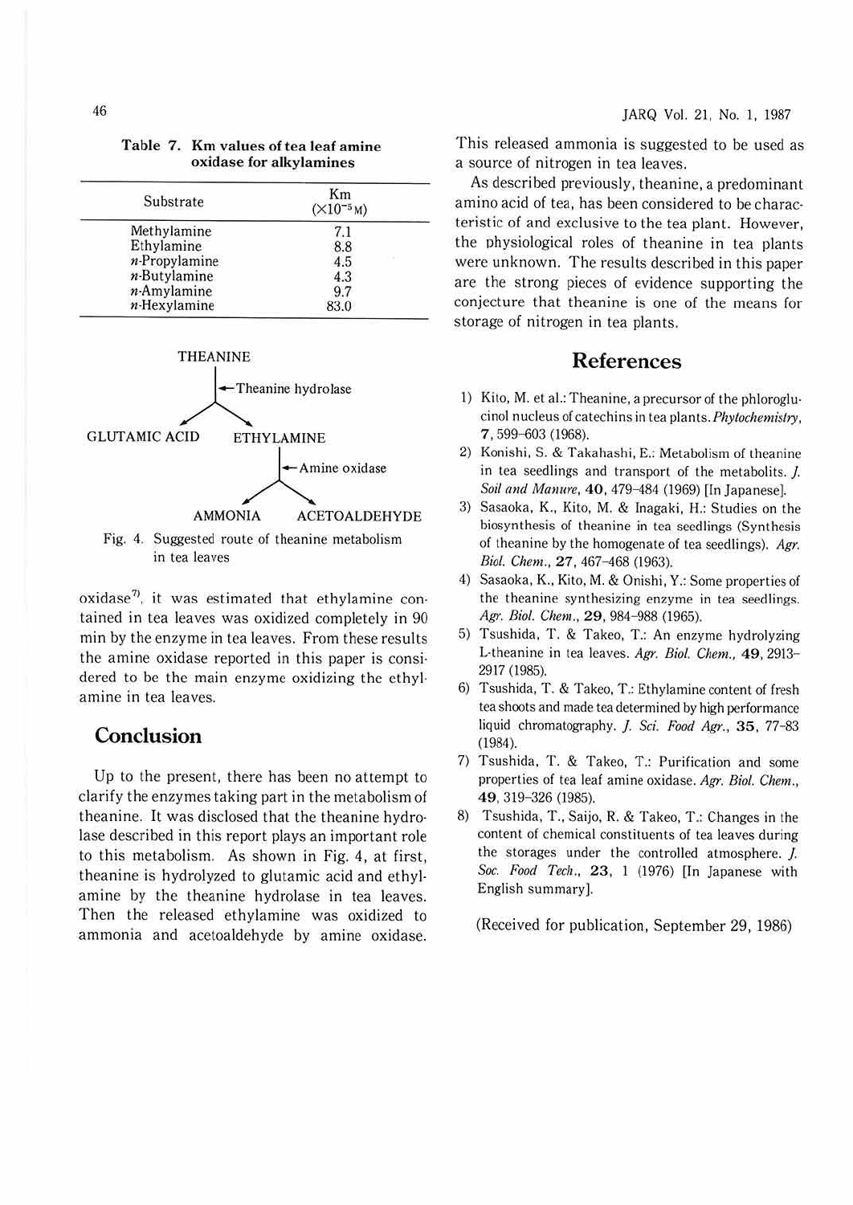Table 7. Km values of tea leaf amine oxidase for alkylamines

| Substrate | Km ($\times 10^{-5}$M) |
|---|---|
| Methylamine | 7.1 |
| Ethylamine | 8.8 |
| *n*-Propylamine | 4.5 |
| *n*-Butylamine | 4.3 |
| *n*-Amylamine | 9.7 |
| *n*-Hexylamine | 83.0 |

THEANINE

← Theanine hydrolase

GLUTAMIC ACID ETHYLAMINE

← Amine oxidase

AMMONIA ACETOALDEHYDE

Fig. 4. Suggested route of theanine metabolism in tea leaves

oxidase[7], it was estimated that ethylamine contained in tea leaves was oxidized completely in 90 min by the enzyme in tea leaves. From these results the amine oxidase reported in this paper is considered to be the main enzyme oxidizing the ethylamine in tea leaves.

## Conclusion

Up to the present, there has been no attempt to clarify the enzymes taking part in the metabolism of theanine. It was disclosed that the theanine hydrolase described in this report plays an important role to this metabolism. As shown in Fig. 4, at first, theanine is hydrolyzed to glutamic acid and ethylamine by the theanine hydrolase in tea leaves. Then the released ethylamine was oxidized to ammonia and acetoaldehyde by amine oxidase. This released ammonia is suggested to be used as a source of nitrogen in tea leaves.

As described previously, theanine, a predominant amino acid of tea, has been considered to be characteristic of and exclusive to the tea plant. However, the physiological roles of theanine in tea plants were unknown. The results described in this paper are the strong pieces of evidence supporting the conjecture that theanine is one of the means for storage of nitrogen in tea plants.

## References

1) Kito, M. et al.: Theanine, a precursor of the phloroglucinol nucleus of catechins in tea plants. *Phytochemistry*, **7**, 599–603 (1968).
2) Konishi, S. & Takahashi, E.: Metabolism of theanine in tea seedlings and transport of the metabolits. *J. Soil and Manure*, **40**, 479–484 (1969) [In Japanese].
3) Sasaoka, K., Kito, M. & Inagaki, H.: Studies on the biosynthesis of theanine in tea seedlings (Synthesis of theanine by the homogenate of tea seedlings). *Agr. Biol. Chem.*, **27**, 467–468 (1963).
4) Sasaoka, K., Kito, M. & Onishi, Y.: Some properties of the theanine synthesizing enzyme in tea seedlings. *Agr. Biol. Chem.*, **29**, 984–988 (1965).
5) Tsushida, T. & Takeo, T.: An enzyme hydrolyzing L-theanine in tea leaves. *Agr. Biol. Chem.*, **49**, 2913–2917 (1985).
6) Tsushida, T. & Takeo, T.: Ethylamine content of fresh tea shoots and made tea determined by high performance liquid chromatography. *J. Sci. Food Agr.*, **35**, 77–83 (1984).
7) Tsushida, T. & Takeo, T.: Purification and some properties of tea leaf amine oxidase. *Agr. Biol. Chem.*, **49**, 319–326 (1985).
8) Tsushida, T., Saijo, R. & Takeo, T.: Changes in the content of chemical constituents of tea leaves during the storages under the controlled atmosphere. *J. Soc. Food Tech.*, **23**, 1 (1976) [In Japanese with English summary].

(Received for publication, September 29, 1986)